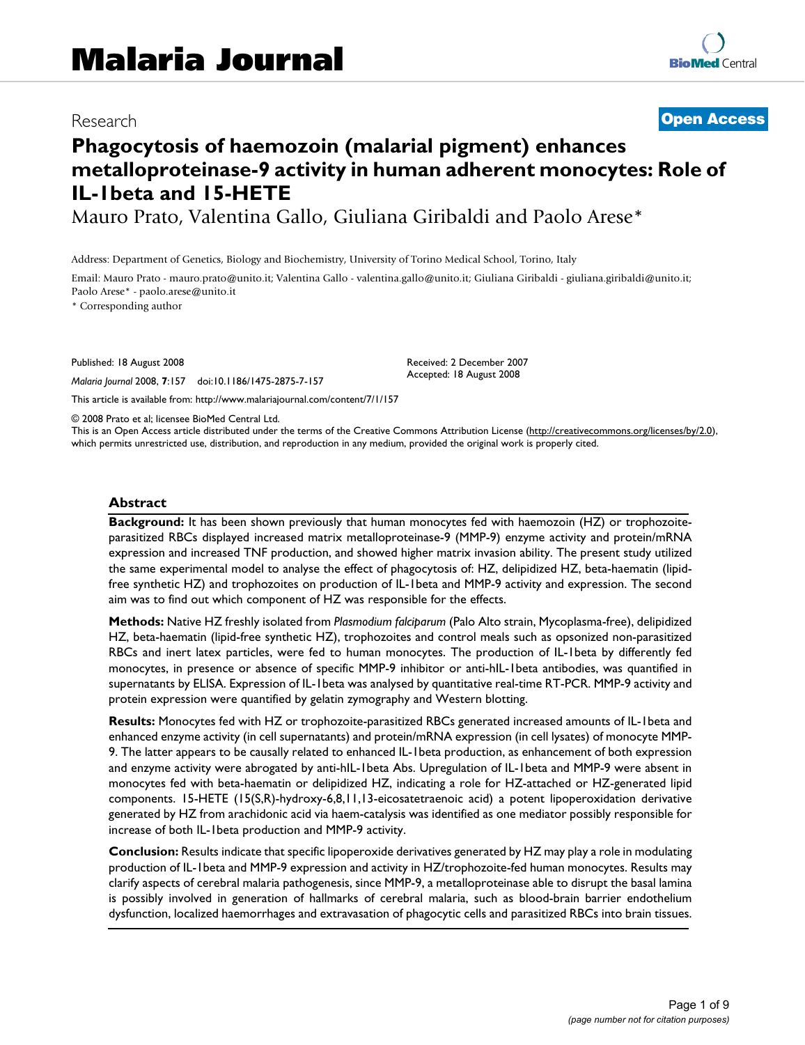# Malaria Journal

Research

**Open Access**

# Phagocytosis of haemozoin (malarial pigment) enhances metalloproteinase-9 activity in human adherent monocytes: Role of IL-1beta and 15-HETE

Mauro Prato, Valentina Gallo, Giuliana Giribaldi and Paolo Arese*

Address: Department of Genetics, Biology and Biochemistry, University of Torino Medical School, Torino, Italy

Email: Mauro Prato - mauro.prato@unito.it; Valentina Gallo - valentina.gallo@unito.it; Giuliana Giribaldi - giuliana.giribaldi@unito.it; Paolo Arese* - paolo.arese@unito.it

* Corresponding author

Published: 18 August 2008

*Malaria Journal* 2008, **7**:157 doi:10.1186/1475-2875-7-157

Received: 2 December 2007
Accepted: 18 August 2008

This article is available from: http://www.malariajournal.com/content/7/1/157

© 2008 Prato et al; licensee BioMed Central Ltd.
This is an Open Access article distributed under the terms of the Creative Commons Attribution License (http://creativecommons.org/licenses/by/2.0), which permits unrestricted use, distribution, and reproduction in any medium, provided the original work is properly cited.

## Abstract

**Background:** It has been shown previously that human monocytes fed with haemozoin (HZ) or trophozoite-parasitized RBCs displayed increased matrix metalloproteinase-9 (MMP-9) enzyme activity and protein/mRNA expression and increased TNF production, and showed higher matrix invasion ability. The present study utilized the same experimental model to analyse the effect of phagocytosis of: HZ, delipidized HZ, beta-haematin (lipid-free synthetic HZ) and trophozoites on production of IL-1beta and MMP-9 activity and expression. The second aim was to find out which component of HZ was responsible for the effects.

**Methods:** Native HZ freshly isolated from *Plasmodium falciparum* (Palo Alto strain, Mycoplasma-free), delipidized HZ, beta-haematin (lipid-free synthetic HZ), trophozoites and control meals such as opsonized non-parasitized RBCs and inert latex particles, were fed to human monocytes. The production of IL-1beta by differently fed monocytes, in presence or absence of specific MMP-9 inhibitor or anti-hIL-1beta antibodies, was quantified in supernatants by ELISA. Expression of IL-1beta was analysed by quantitative real-time RT-PCR. MMP-9 activity and protein expression were quantified by gelatin zymography and Western blotting.

**Results:** Monocytes fed with HZ or trophozoite-parasitized RBCs generated increased amounts of IL-1beta and enhanced enzyme activity (in cell supernatants) and protein/mRNA expression (in cell lysates) of monocyte MMP-9. The latter appears to be causally related to enhanced IL-1beta production, as enhancement of both expression and enzyme activity were abrogated by anti-hIL-1beta Abs. Upregulation of IL-1beta and MMP-9 were absent in monocytes fed with beta-haematin or delipidized HZ, indicating a role for HZ-attached or HZ-generated lipid components. 15-HETE (15(S,R)-hydroxy-6,8,11,13-eicosatetraenoic acid) a potent lipoperoxidation derivative generated by HZ from arachidonic acid via haem-catalysis was identified as one mediator possibly responsible for increase of both IL-1beta production and MMP-9 activity.

**Conclusion:** Results indicate that specific lipoperoxide derivatives generated by HZ may play a role in modulating production of IL-1beta and MMP-9 expression and activity in HZ/trophozoite-fed human monocytes. Results may clarify aspects of cerebral malaria pathogenesis, since MMP-9, a metalloproteinase able to disrupt the basal lamina is possibly involved in generation of hallmarks of cerebral malaria, such as blood-brain barrier endothelium dysfunction, localized haemorrhages and extravasation of phagocytic cells and parasitized RBCs into brain tissues.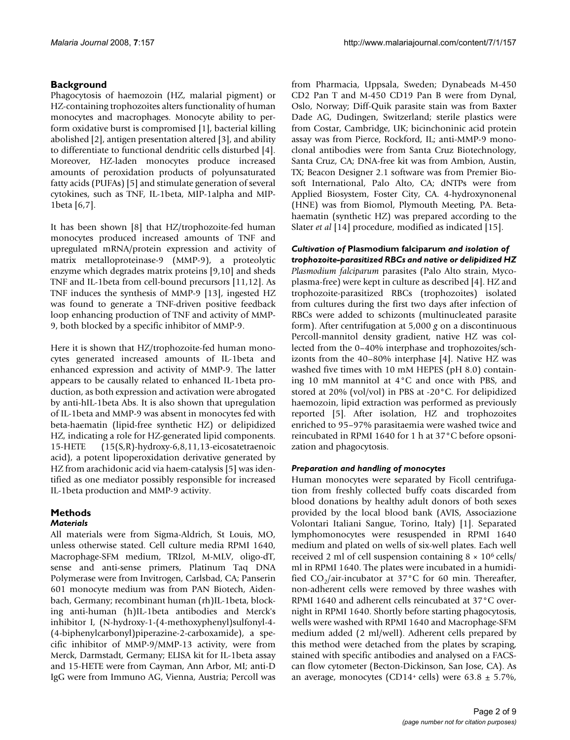## Background

Phagocytosis of haemozoin (HZ, malarial pigment) or HZ-containing trophozoites alters functionality of human monocytes and macrophages. Monocyte ability to perform oxidative burst is compromised [1], bacterial killing abolished [2], antigen presentation altered [3], and ability to differentiate to functional dendritic cells disturbed [4]. Moreover, HZ-laden monocytes produce increased amounts of peroxidation products of polyunsaturated fatty acids (PUFAs) [5] and stimulate generation of several cytokines, such as TNF, IL-1beta, MIP-1alpha and MIP-1beta [6,7].

It has been shown [8] that HZ/trophozoite-fed human monocytes produced increased amounts of TNF and upregulated mRNA/protein expression and activity of matrix metalloproteinase-9 (MMP-9), a proteolytic enzyme which degrades matrix proteins [9,10] and sheds TNF and IL-1beta from cell-bound precursors [11,12]. As TNF induces the synthesis of MMP-9 [13], ingested HZ was found to generate a TNF-driven positive feedback loop enhancing production of TNF and activity of MMP-9, both blocked by a specific inhibitor of MMP-9.

Here it is shown that HZ/trophozoite-fed human monocytes generated increased amounts of IL-1beta and enhanced expression and activity of MMP-9. The latter appears to be causally related to enhanced IL-1beta production, as both expression and activation were abrogated by anti-hIL-1beta Abs. It is also shown that upregulation of IL-1beta and MMP-9 was absent in monocytes fed with beta-haematin (lipid-free synthetic HZ) or delipidized HZ, indicating a role for HZ-generated lipid components. 15-HETE (15(S,R)-hydroxy-6,8,11,13-eicosatetraenoic acid), a potent lipoperoxidation derivative generated by HZ from arachidonic acid via haem-catalysis [5] was identified as one mediator possibly responsible for increased IL-1beta production and MMP-9 activity.

## Methods

### Materials

All materials were from Sigma-Aldrich, St Louis, MO, unless otherwise stated. Cell culture media RPMI 1640, Macrophage-SFM medium, TRIzol, M-MLV, oligo-dT, sense and anti-sense primers, Platinum Taq DNA Polymerase were from Invitrogen, Carlsbad, CA; Panserin 601 monocyte medium was from PAN Biotech, Aidenbach, Germany; recombinant human (rh)IL-1beta, blocking anti-human (h)IL-1beta antibodies and Merck's inhibitor I, (N-hydroxy-1-(4-methoxyphenyl)sulfonyl-4-(4-biphenylcarbonyl)piperazine-2-carboxamide), a specific inhibitor of MMP-9/MMP-13 activity, were from Merck, Darmstadt, Germany; ELISA kit for IL-1beta assay and 15-HETE were from Cayman, Ann Arbor, MI; anti-D IgG were from Immuno AG, Vienna, Austria; Percoll was from Pharmacia, Uppsala, Sweden; Dynabeads M-450 CD2 Pan T and M-450 CD19 Pan B were from Dynal, Oslo, Norway; Diff-Quik parasite stain was from Baxter Dade AG, Dudingen, Switzerland; sterile plastics were from Costar, Cambridge, UK; bicinchoninic acid protein assay was from Pierce, Rockford, IL; anti-MMP-9 monoclonal antibodies were from Santa Cruz Biotechnology, Santa Cruz, CA; DNA-free kit was from Ambion, Austin, TX; Beacon Designer 2.1 software was from Premier Biosoft International, Palo Alto, CA; dNTPs were from Applied Biosystem, Foster City, CA. 4-hydroxynonenal (HNE) was from Biomol, Plymouth Meeting, PA. Beta-haematin (synthetic HZ) was prepared according to the Slater *et al* [14] procedure, modified as indicated [15].

### *Cultivation of* Plasmodium falciparum *and isolation of trophozoite-parasitized RBCs and native or delipidized HZ*

*Plasmodium falciparum* parasites (Palo Alto strain, Mycoplasma-free) were kept in culture as described [4]. HZ and trophozoite-parasitized RBCs (trophozoites) isolated from cultures during the first two days after infection of RBCs were added to schizonts (multinucleated parasite form). After centrifugation at 5,000 *g* on a discontinuous Percoll-mannitol density gradient, native HZ was collected from the 0–40% interphase and trophozoites/schizonts from the 40–80% interphase [4]. Native HZ was washed five times with 10 mM HEPES (pH 8.0) containing 10 mM mannitol at 4°C and once with PBS, and stored at 20% (vol/vol) in PBS at -20°C. For delipidized haemozoin, lipid extraction was performed as previously reported [5]. After isolation, HZ and trophozoites enriched to 95–97% parasitaemia were washed twice and reincubated in RPMI 1640 for 1 h at 37°C before opsonization and phagocytosis.

### *Preparation and handling of monocytes*

Human monocytes were separated by Ficoll centrifugation from freshly collected buffy coats discarded from blood donations by healthy adult donors of both sexes provided by the local blood bank (AVIS, Associazione Volontari Italiani Sangue, Torino, Italy) [1]. Separated lymphomonocytes were resuspended in RPMI 1640 medium and plated on wells of six-well plates. Each well received 2 ml of cell suspension containing $8 \times 10^6$ cells/ml in RPMI 1640. The plates were incubated in a humidified $CO_2$/air-incubator at 37°C for 60 min. Thereafter, non-adherent cells were removed by three washes with RPMI 1640 and adherent cells reincubated at 37°C overnight in RPMI 1640. Shortly before starting phagocytosis, wells were washed with RPMI 1640 and Macrophage-SFM medium added (2 ml/well). Adherent cells prepared by this method were detached from the plates by scraping, stained with specific antibodies and analysed on a FACScan flow cytometer (Becton-Dickinson, San Jose, CA). As an average, monocytes ($CD14^+$ cells) were 63.8 ± 5.7%,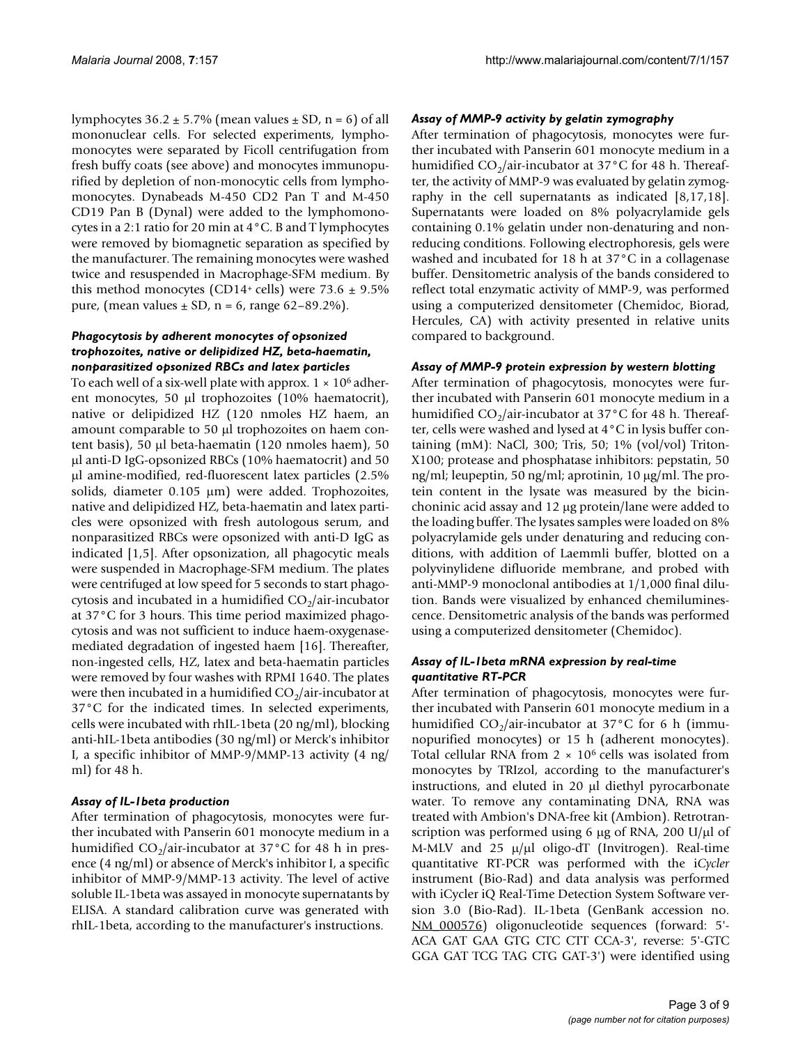lymphocytes 36.2 ± 5.7% (mean values ± SD, n = 6) of all mononuclear cells. For selected experiments, lymphomonocytes were separated by Ficoll centrifugation from fresh buffy coats (see above) and monocytes immunopurified by depletion of non-monocytic cells from lymphomonocytes. Dynabeads M-450 CD2 Pan T and M-450 CD19 Pan B (Dynal) were added to the lymphomonocytes in a 2:1 ratio for 20 min at 4°C. B and T lymphocytes were removed by biomagnetic separation as specified by the manufacturer. The remaining monocytes were washed twice and resuspended in Macrophage-SFM medium. By this method monocytes ($CD14^+$ cells) were 73.6 ± 9.5% pure, (mean values ± SD, n = 6, range 62–89.2%).

### *Phagocytosis by adherent monocytes of opsonized trophozoites, native or delipidized HZ, beta-haematin, nonparasitized opsonized RBCs and latex particles*

To each well of a six-well plate with approx. $1 \times 10^6$ adherent monocytes, 50 μl trophozoites (10% haematocrit), native or delipidized HZ (120 nmoles HZ haem, an amount comparable to 50 μl trophozoites on haem content basis), 50 μl beta-haematin (120 nmoles haem), 50 μl anti-D IgG-opsonized RBCs (10% haematocrit) and 50 μl amine-modified, red-fluorescent latex particles (2.5% solids, diameter 0.105 μm) were added. Trophozoites, native and delipidized HZ, beta-haematin and latex particles were opsonized with fresh autologous serum, and nonparasitized RBCs were opsonized with anti-D IgG as indicated [1,5]. After opsonization, all phagocytic meals were suspended in Macrophage-SFM medium. The plates were centrifuged at low speed for 5 seconds to start phagocytosis and incubated in a humidified $CO_2$/air-incubator at 37°C for 3 hours. This time period maximized phagocytosis and was not sufficient to induce haem-oxygenase-mediated degradation of ingested haem [16]. Thereafter, non-ingested cells, HZ, latex and beta-haematin particles were removed by four washes with RPMI 1640. The plates were then incubated in a humidified $CO_2$/air-incubator at 37°C for the indicated times. In selected experiments, cells were incubated with rhIL-1beta (20 ng/ml), blocking anti-hIL-1beta antibodies (30 ng/ml) or Merck's inhibitor I, a specific inhibitor of MMP-9/MMP-13 activity (4 ng/ml) for 48 h.

### *Assay of IL-1beta production*

After termination of phagocytosis, monocytes were further incubated with Panserin 601 monocyte medium in a humidified $CO_2$/air-incubator at 37°C for 48 h in presence (4 ng/ml) or absence of Merck's inhibitor I, a specific inhibitor of MMP-9/MMP-13 activity. The level of active soluble IL-1beta was assayed in monocyte supernatants by ELISA. A standard calibration curve was generated with rhIL-1beta, according to the manufacturer's instructions.

### *Assay of MMP-9 activity by gelatin zymography*

After termination of phagocytosis, monocytes were further incubated with Panserin 601 monocyte medium in a humidified $CO_2$/air-incubator at 37°C for 48 h. Thereafter, the activity of MMP-9 was evaluated by gelatin zymography in the cell supernatants as indicated [8,17,18]. Supernatants were loaded on 8% polyacrylamide gels containing 0.1% gelatin under non-denaturing and non-reducing conditions. Following electrophoresis, gels were washed and incubated for 18 h at 37°C in a collagenase buffer. Densitometric analysis of the bands considered to reflect total enzymatic activity of MMP-9, was performed using a computerized densitometer (Chemidoc, Biorad, Hercules, CA) with activity presented in relative units compared to background.

### *Assay of MMP-9 protein expression by western blotting*

After termination of phagocytosis, monocytes were further incubated with Panserin 601 monocyte medium in a humidified $CO_2$/air-incubator at 37°C for 48 h. Thereafter, cells were washed and lysed at 4°C in lysis buffer containing (mM): NaCl, 300; Tris, 50; 1% (vol/vol) Triton-X100; protease and phosphatase inhibitors: pepstatin, 50 ng/ml; leupeptin, 50 ng/ml; aprotinin, 10 μg/ml. The protein content in the lysate was measured by the bicinchoninic acid assay and 12 μg protein/lane were added to the loading buffer. The lysates samples were loaded on 8% polyacrylamide gels under denaturing and reducing conditions, with addition of Laemmli buffer, blotted on a polyvinylidene difluoride membrane, and probed with anti-MMP-9 monoclonal antibodies at 1/1,000 final dilution. Bands were visualized by enhanced chemiluminescence. Densitometric analysis of the bands was performed using a computerized densitometer (Chemidoc).

### *Assay of IL-1beta mRNA expression by real-time quantitative RT-PCR*

After termination of phagocytosis, monocytes were further incubated with Panserin 601 monocyte medium in a humidified $CO_2$/air-incubator at 37°C for 6 h (immunopurified monocytes) or 15 h (adherent monocytes). Total cellular RNA from $2 \times 10^6$ cells was isolated from monocytes by TRIzol, according to the manufacturer's instructions, and eluted in 20 μl diethyl pyrocarbonate water. To remove any contaminating DNA, RNA was treated with Ambion's DNA-free kit (Ambion). Retrotranscription was performed using 6 μg of RNA, 200 U/μl of M-MLV and 25 μ/μl oligo-dT (Invitrogen). Real-time quantitative RT-PCR was performed with the i*Cycler* instrument (Bio-Rad) and data analysis was performed with iCycler iQ Real-Time Detection System Software version 3.0 (Bio-Rad). IL-1beta (GenBank accession no. NM_000576) oligonucleotide sequences (forward: 5'-ACA GAT GAA GTG CTC CTT CCA-3', reverse: 5'-GTC GGA GAT TCG TAG CTG GAT-3') were identified using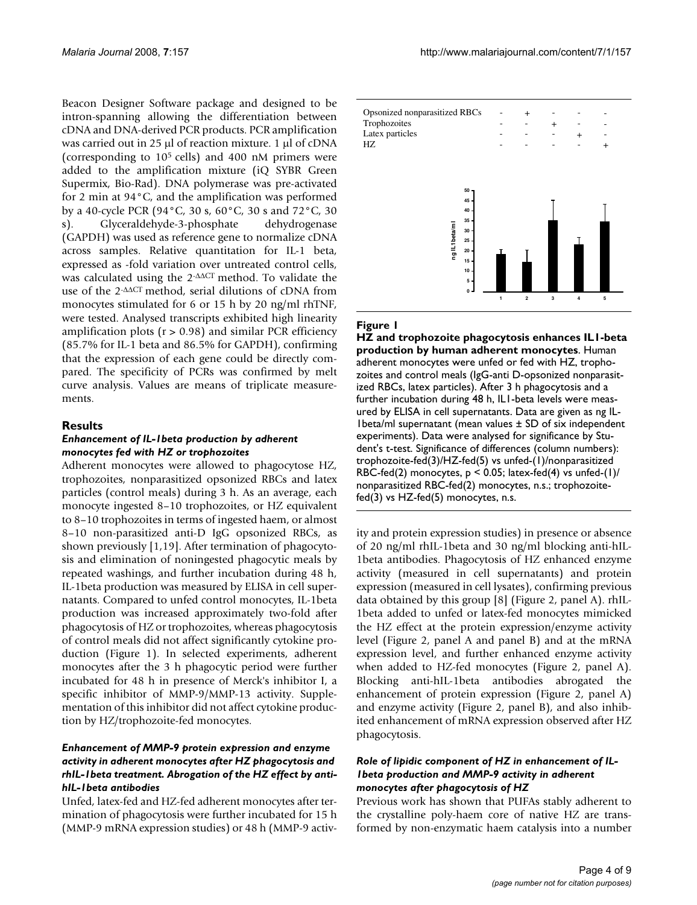Beacon Designer Software package and designed to be intron-spanning allowing the differentiation between cDNA and DNA-derived PCR products. PCR amplification was carried out in 25 μl of reaction mixture. 1 μl of cDNA (corresponding to $10^5$ cells) and 400 nM primers were added to the amplification mixture (iQ SYBR Green Supermix, Bio-Rad). DNA polymerase was pre-activated for 2 min at 94°C, and the amplification was performed by a 40-cycle PCR (94°C, 30 s, 60°C, 30 s and 72°C, 30 s). Glyceraldehyde-3-phosphate dehydrogenase (GAPDH) was used as reference gene to normalize cDNA across samples. Relative quantitation for IL-1 beta, expressed as -fold variation over untreated control cells, was calculated using the $2^{-\Delta\Delta CT}$ method. To validate the use of the $2^{-\Delta\Delta CT}$ method, serial dilutions of cDNA from monocytes stimulated for 6 or 15 h by 20 ng/ml rhTNF, were tested. Analysed transcripts exhibited high linearity amplification plots ($r > 0.98$) and similar PCR efficiency (85.7% for IL-1 beta and 86.5% for GAPDH), confirming that the expression of each gene could be directly compared. The specificity of PCRs was confirmed by melt curve analysis. Values are means of triplicate measurements.

## Results

### *Enhancement of IL-1beta production by adherent monocytes fed with HZ or trophozoites*

Adherent monocytes were allowed to phagocytose HZ, trophozoites, nonparasitized opsonized RBCs and latex particles (control meals) during 3 h. As an average, each monocyte ingested 8–10 trophozoites, or HZ equivalent to 8–10 trophozoites in terms of ingested haem, or almost 8–10 non-parasitized anti-D IgG opsonized RBCs, as shown previously [1,19]. After termination of phagocytosis and elimination of noningested phagocytic meals by repeated washings, and further incubation during 48 h, IL-1beta production was measured by ELISA in cell supernatants. Compared to unfed control monocytes, IL-1beta production was increased approximately two-fold after phagocytosis of HZ or trophozoites, whereas phagocytosis of control meals did not affect significantly cytokine production (Figure 1). In selected experiments, adherent monocytes after the 3 h phagocytic period were further incubated for 48 h in presence of Merck's inhibitor I, a specific inhibitor of MMP-9/MMP-13 activity. Supplementation of this inhibitor did not affect cytokine production by HZ/trophozoite-fed monocytes.

| Opsonized nonparasitized RBCs | - | + | - | - | - |
|---|---|---|---|---|---|
| Trophozoites | - | - | + | - | - |
| Latex particles | - | - | - | + | - |
| HZ | - | - | - | - | + |

**Figure 1**

**HZ and trophozoite phagocytosis enhances IL1-beta production by human adherent monocytes**. Human adherent monocytes were unfed or fed with HZ, trophozoites and control meals (IgG-anti D-opsonized nonparasitized RBCs, latex particles). After 3 h phagocytosis and a further incubation during 48 h, IL1-beta levels were measured by ELISA in cell supernatants. Data are given as ng IL-1beta/ml supernatant (mean values ± SD of six independent experiments). Data were analysed for significance by Student's t-test. Significance of differences (column numbers): trophozoite-fed(3)/HZ-fed(5) vs unfed-(1)/nonparasitized RBC-fed(2) monocytes, $p < 0.05$; latex-fed(4) vs unfed-(1)/nonparasitized RBC-fed(2) monocytes, n.s.; trophozoite-fed(3) vs HZ-fed(5) monocytes, n.s.

### *Enhancement of MMP-9 protein expression and enzyme activity in adherent monocytes after HZ phagocytosis and rhIL-1beta treatment. Abrogation of the HZ effect by anti-hIL-1beta antibodies*

Unfed, latex-fed and HZ-fed adherent monocytes after termination of phagocytosis were further incubated for 15 h (MMP-9 mRNA expression studies) or 48 h (MMP-9 activity and protein expression studies) in presence or absence of 20 ng/ml rhIL-1beta and 30 ng/ml blocking anti-hIL-1beta antibodies. Phagocytosis of HZ enhanced enzyme activity (measured in cell supernatants) and protein expression (measured in cell lysates), confirming previous data obtained by this group [8] (Figure 2, panel A). rhIL-1beta added to unfed or latex-fed monocytes mimicked the HZ effect at the protein expression/enzyme activity level (Figure 2, panel A and panel B) and at the mRNA expression level, and further enhanced enzyme activity when added to HZ-fed monocytes (Figure 2, panel A). Blocking anti-hIL-1beta antibodies abrogated the enhancement of protein expression (Figure 2, panel A) and enzyme activity (Figure 2, panel B), and also inhibited enhancement of mRNA expression observed after HZ phagocytosis.

### *Role of lipidic component of HZ in enhancement of IL-1beta production and MMP-9 activity in adherent monocytes after phagocytosis of HZ*

Previous work has shown that PUFAs stably adherent to the crystalline poly-haem core of native HZ are transformed by non-enzymatic haem catalysis into a number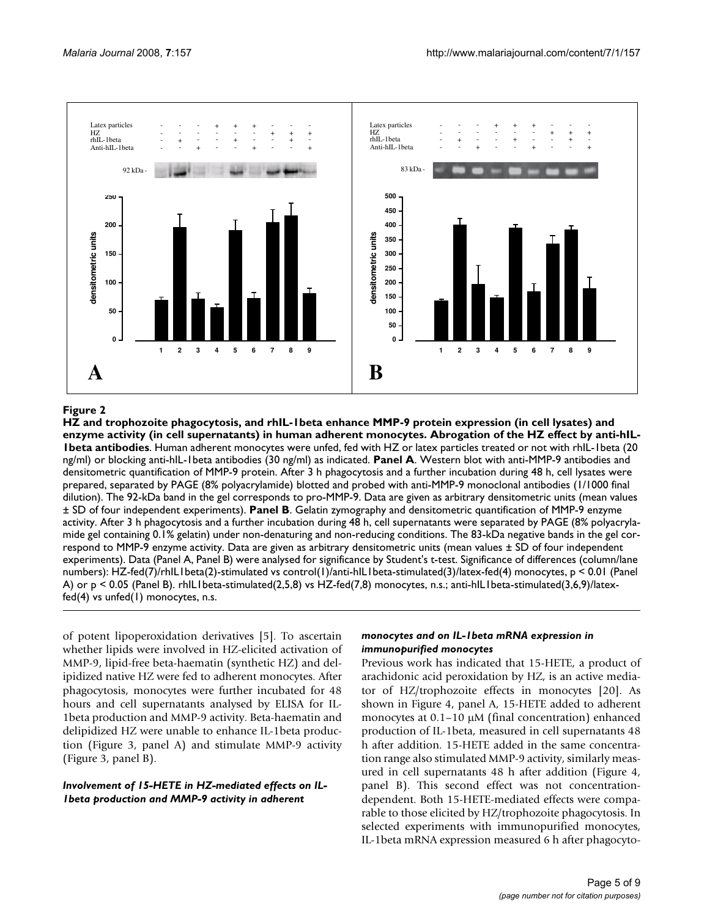**Figure 2**

**HZ and trophozoite phagocytosis, and rhIL-1beta enhance MMP-9 protein expression (in cell lysates) and enzyme activity (in cell supernatants) in human adherent monocytes. Abrogation of the HZ effect by anti-hIL-1beta antibodies**. Human adherent monocytes were unfed, fed with HZ or latex particles treated or not with rhIL-1beta (20 ng/ml) or blocking anti-hIL-1beta antibodies (30 ng/ml) as indicated. **Panel A**. Western blot with anti-MMP-9 antibodies and densitometric quantification of MMP-9 protein. After 3 h phagocytosis and a further incubation during 48 h, cell lysates were prepared, separated by PAGE (8% polyacrylamide) blotted and probed with anti-MMP-9 monoclonal antibodies (1/1000 final dilution). The 92-kDa band in the gel corresponds to pro-MMP-9. Data are given as arbitrary densitometric units (mean values ± SD of four independent experiments). **Panel B**. Gelatin zymography and densitometric quantification of MMP-9 enzyme activity. After 3 h phagocytosis and a further incubation during 48 h, cell supernatants were separated by PAGE (8% polyacrylamide gel containing 0.1% gelatin) under non-denaturing and non-reducing conditions. The 83-kDa negative bands in the gel correspond to MMP-9 enzyme activity. Data are given as arbitrary densitometric units (mean values ± SD of four independent experiments). Data (Panel A, Panel B) were analysed for significance by Student's t-test. Significance of differences (column/lane numbers): HZ-fed(7)/rhIL1beta(2)-stimulated vs control(1)/anti-hIL1beta-stimulated(3)/latex-fed(4) monocytes, $p < 0.01$ (Panel A) or $p < 0.05$ (Panel B). rhIL1beta-stimulated(2,5,8) vs HZ-fed(7,8) monocytes, n.s.; anti-hIL1beta-stimulated(3,6,9)/latex-fed(4) vs unfed(1) monocytes, n.s.

of potent lipoperoxidation derivatives [5]. To ascertain whether lipids were involved in HZ-elicited activation of MMP-9, lipid-free beta-haematin (synthetic HZ) and delipidized native HZ were fed to adherent monocytes. After phagocytosis, monocytes were further incubated for 48 hours and cell supernatants analysed by ELISA for IL-1beta production and MMP-9 activity. Beta-haematin and delipidized HZ were unable to enhance IL-1beta production (Figure 3, panel A) and stimulate MMP-9 activity (Figure 3, panel B).

### *Involvement of 15-HETE in HZ-mediated effects on IL-1beta production and MMP-9 activity in adherent monocytes and on IL-1beta mRNA expression in immunopurified monocytes*

Previous work has indicated that 15-HETE, a product of arachidonic acid peroxidation by HZ, is an active mediator of HZ/trophozoite effects in monocytes [20]. As shown in Figure 4, panel A, 15-HETE added to adherent monocytes at 0.1–10 μM (final concentration) enhanced production of IL-1beta, measured in cell supernatants 48 h after addition. 15-HETE added in the same concentration range also stimulated MMP-9 activity, similarly measured in cell supernatants 48 h after addition (Figure 4, panel B). This second effect was not concentration-dependent. Both 15-HETE-mediated effects were comparable to those elicited by HZ/trophozoite phagocytosis. In selected experiments with immunopurified monocytes, IL-1beta mRNA expression measured 6 h after phagocyto-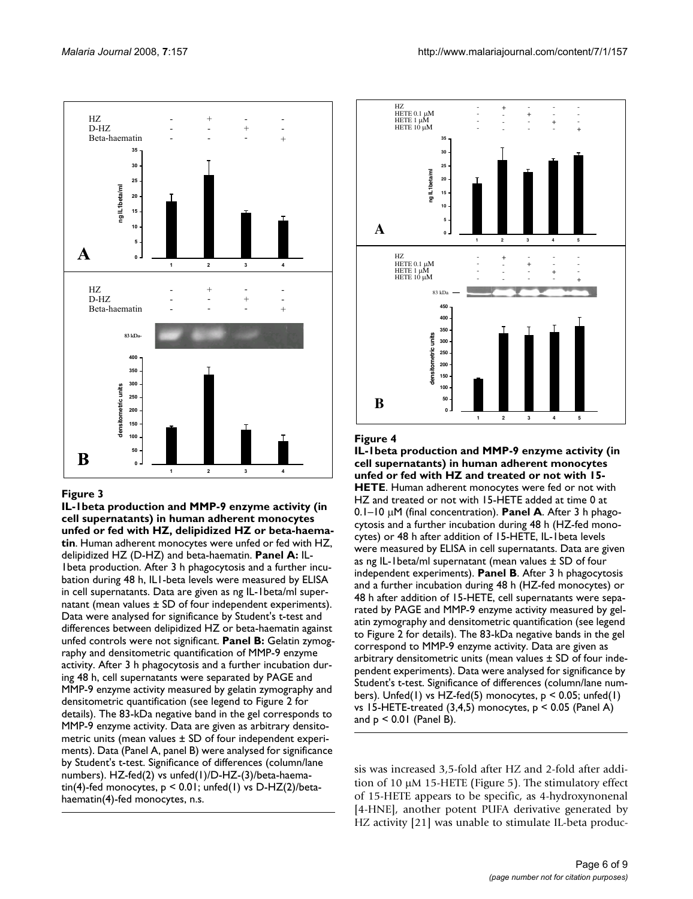**Figure 3**

**IL-1beta production and MMP-9 enzyme activity (in cell supernatants) in human adherent monocytes unfed or fed with HZ, delipidized HZ or beta-haematin**. Human adherent monocytes were unfed or fed with HZ, delipidized HZ (D-HZ) and beta-haematin. **Panel A:** IL-1beta production. After 3 h phagocytosis and a further incubation during 48 h, IL1-beta levels were measured by ELISA in cell supernatants. Data are given as ng IL-1beta/ml supernatant (mean values ± SD of four independent experiments). Data were analysed for significance by Student's t-test and differences between delipidized HZ or beta-haematin against unfed controls were not significant. **Panel B:** Gelatin zymography and densitometric quantification of MMP-9 enzyme activity. After 3 h phagocytosis and a further incubation during 48 h, cell supernatants were separated by PAGE and MMP-9 enzyme activity measured by gelatin zymography and densitometric quantification (see legend to Figure 2 for details). The 83-kDa negative band in the gel corresponds to MMP-9 enzyme activity. Data are given as arbitrary densitometric units (mean values ± SD of four independent experiments). Data (Panel A, panel B) were analysed for significance by Student's t-test. Significance of differences (column/lane numbers). HZ-fed(2) vs unfed(1)/D-HZ-(3)/beta-haematin(4)-fed monocytes, $p < 0.01$; unfed(1) vs D-HZ(2)/beta-haematin(4)-fed monocytes, n.s.

**Figure 4**

**IL-1beta production and MMP-9 enzyme activity (in cell supernatants) in human adherent monocytes unfed or fed with HZ and treated or not with 15-HETE**. Human adherent monocytes were fed or not with HZ and treated or not with 15-HETE added at time 0 at 0.1–10 μM (final concentration). **Panel A**. After 3 h phagocytosis and a further incubation during 48 h (HZ-fed monocytes) or 48 h after addition of 15-HETE, IL-1beta levels were measured by ELISA in cell supernatants. Data are given as ng IL-1beta/ml supernatant (mean values ± SD of four independent experiments). **Panel B**. After 3 h phagocytosis and a further incubation during 48 h (HZ-fed monocytes) or 48 h after addition of 15-HETE, cell supernatants were separated by PAGE and MMP-9 enzyme activity measured by gelatin zymography and densitometric quantification (see legend to Figure 2 for details). The 83-kDa negative bands in the gel correspond to MMP-9 enzyme activity. Data are given as arbitrary densitometric units (mean values ± SD of four independent experiments). Data were analysed for significance by Student's t-test. Significance of differences (column/lane numbers). Unfed(1) vs HZ-fed(5) monocytes, $p < 0.05$; unfed(1) vs 15-HETE-treated (3,4,5) monocytes, $p < 0.05$ (Panel A) and $p < 0.01$ (Panel B).

sis was increased 3,5-fold after HZ and 2-fold after addition of 10 μM 15-HETE (Figure 5). The stimulatory effect of 15-HETE appears to be specific, as 4-hydroxynonenal [4-HNE], another potent PUFA derivative generated by HZ activity [21] was unable to stimulate IL-beta produc-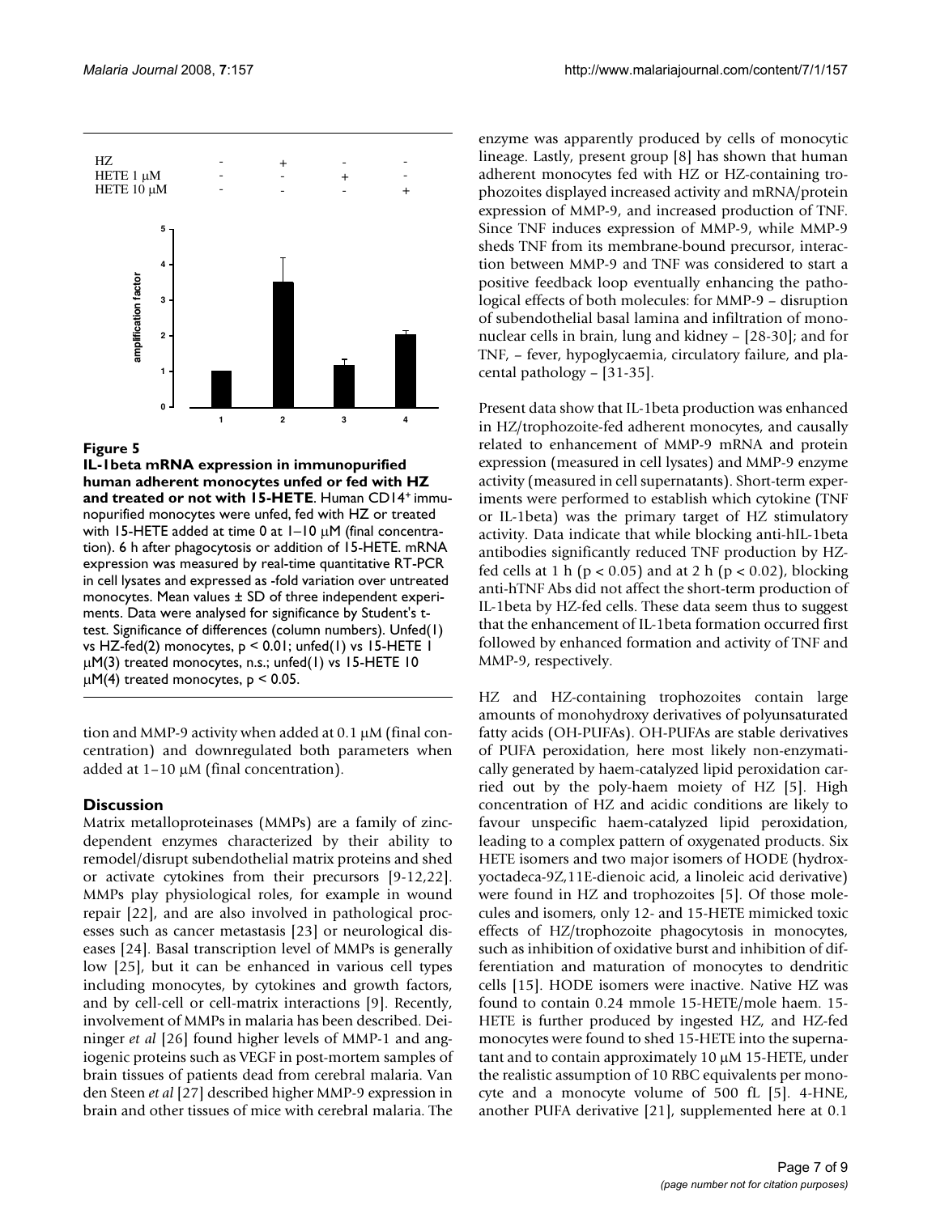**Figure 5**

**IL-1beta mRNA expression in immunopurified human adherent monocytes unfed or fed with HZ and treated or not with 15-HETE**. Human CD14[+] immunopurified monocytes were unfed, fed with HZ or treated with 15-HETE added at time 0 at 1–10 μM (final concentration). 6 h after phagocytosis or addition of 15-HETE. mRNA expression was measured by real-time quantitative RT-PCR in cell lysates and expressed as -fold variation over untreated monocytes. Mean values ± SD of three independent experiments. Data were analysed for significance by Student's t-test. Significance of differences (column numbers). Unfed(1) vs HZ-fed(2) monocytes, $p < 0.01$; unfed(1) vs 15-HETE 1 μM(3) treated monocytes, n.s.; unfed(1) vs 15-HETE 10 μM(4) treated monocytes, $p < 0.05$.

tion and MMP-9 activity when added at 0.1 μM (final concentration) and downregulated both parameters when added at 1–10 μM (final concentration).

## Discussion

Matrix metalloproteinases (MMPs) are a family of zinc-dependent enzymes characterized by their ability to remodel/disrupt subendothelial matrix proteins and shed or activate cytokines from their precursors [9-12,22]. MMPs play physiological roles, for example in wound repair [22], and are also involved in pathological processes such as cancer metastasis [23] or neurological diseases [24]. Basal transcription level of MMPs is generally low [25], but it can be enhanced in various cell types including monocytes, by cytokines and growth factors, and by cell-cell or cell-matrix interactions [9]. Recently, involvement of MMPs in malaria has been described. Deininger *et al* [26] found higher levels of MMP-1 and angiogenic proteins such as VEGF in post-mortem samples of brain tissues of patients dead from cerebral malaria. Van den Steen *et al* [27] described higher MMP-9 expression in brain and other tissues of mice with cerebral malaria. The enzyme was apparently produced by cells of monocytic lineage. Lastly, present group [8] has shown that human adherent monocytes fed with HZ or HZ-containing trophozoites displayed increased activity and mRNA/protein expression of MMP-9, and increased production of TNF. Since TNF induces expression of MMP-9, while MMP-9 sheds TNF from its membrane-bound precursor, interaction between MMP-9 and TNF was considered to start a positive feedback loop eventually enhancing the pathological effects of both molecules: for MMP-9 – disruption of subendothelial basal lamina and infiltration of mononuclear cells in brain, lung and kidney – [28-30]; and for TNF, – fever, hypoglycaemia, circulatory failure, and placental pathology – [31-35].

Present data show that IL-1beta production was enhanced in HZ/trophozoite-fed adherent monocytes, and causally related to enhancement of MMP-9 mRNA and protein expression (measured in cell lysates) and MMP-9 enzyme activity (measured in cell supernatants). Short-term experiments were performed to establish which cytokine (TNF or IL-1beta) was the primary target of HZ stimulatory activity. Data indicate that while blocking anti-hIL-1beta antibodies significantly reduced TNF production by HZ-fed cells at 1 h ($p < 0.05$) and at 2 h ($p < 0.02$), blocking anti-hTNF Abs did not affect the short-term production of IL-1beta by HZ-fed cells. These data seem thus to suggest that the enhancement of IL-1beta formation occurred first followed by enhanced formation and activity of TNF and MMP-9, respectively.

HZ and HZ-containing trophozoites contain large amounts of monohydroxy derivatives of polyunsaturated fatty acids (OH-PUFAs). OH-PUFAs are stable derivatives of PUFA peroxidation, here most likely non-enzymatically generated by haem-catalyzed lipid peroxidation carried out by the poly-haem moiety of HZ [5]. High concentration of HZ and acidic conditions are likely to favour unspecific haem-catalyzed lipid peroxidation, leading to a complex pattern of oxygenated products. Six HETE isomers and two major isomers of HODE (hydroxyoctadeca-9Z,11E-dienoic acid, a linoleic acid derivative) were found in HZ and trophozoites [5]. Of those molecules and isomers, only 12- and 15-HETE mimicked toxic effects of HZ/trophozoite phagocytosis in monocytes, such as inhibition of oxidative burst and inhibition of differentiation and maturation of monocytes to dendritic cells [15]. HODE isomers were inactive. Native HZ was found to contain 0.24 mmole 15-HETE/mole haem. 15-HETE is further produced by ingested HZ, and HZ-fed monocytes were found to shed 15-HETE into the supernatant and to contain approximately 10 μM 15-HETE, under the realistic assumption of 10 RBC equivalents per monocyte and a monocyte volume of 500 fL [5]. 4-HNE, another PUFA derivative [21], supplemented here at 0.1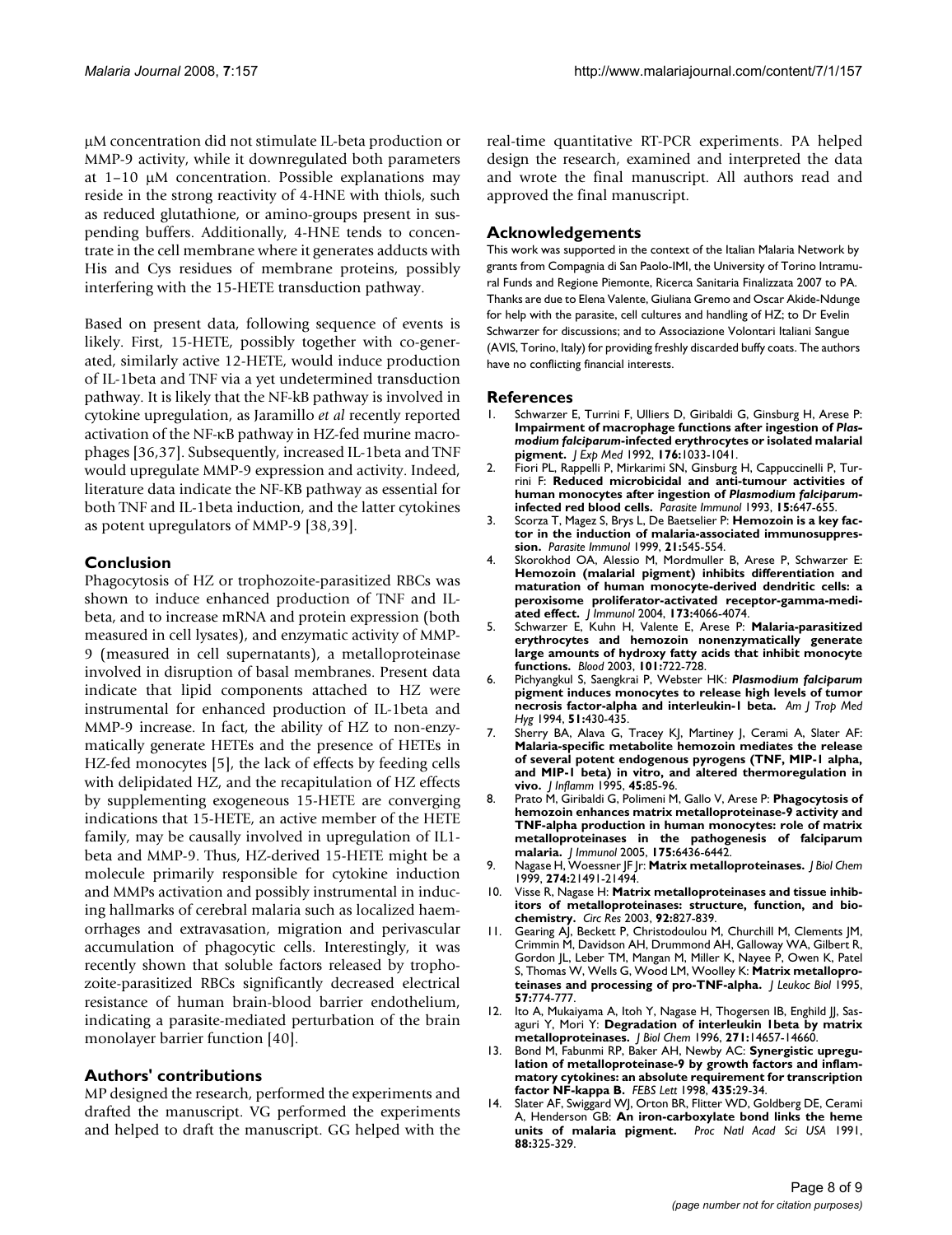μM concentration did not stimulate IL-beta production or MMP-9 activity, while it downregulated both parameters at 1–10 μM concentration. Possible explanations may reside in the strong reactivity of 4-HNE with thiols, such as reduced glutathione, or amino-groups present in suspending buffers. Additionally, 4-HNE tends to concentrate in the cell membrane where it generates adducts with His and Cys residues of membrane proteins, possibly interfering with the 15-HETE transduction pathway.

Based on present data, following sequence of events is likely. First, 15-HETE, possibly together with co-generated, similarly active 12-HETE, would induce production of IL-1beta and TNF via a yet undetermined transduction pathway. It is likely that the NF-kB pathway is involved in cytokine upregulation, as Jaramillo *et al* recently reported activation of the NF-κB pathway in HZ-fed murine macrophages [36,37]. Subsequently, increased IL-1beta and TNF would upregulate MMP-9 expression and activity. Indeed, literature data indicate the NF-KB pathway as essential for both TNF and IL-1beta induction, and the latter cytokines as potent upregulators of MMP-9 [38,39].

## Conclusion

Phagocytosis of HZ or trophozoite-parasitized RBCs was shown to induce enhanced production of TNF and IL-beta, and to increase mRNA and protein expression (both measured in cell lysates), and enzymatic activity of MMP-9 (measured in cell supernatants), a metalloproteinase involved in disruption of basal membranes. Present data indicate that lipid components attached to HZ were instrumental for enhanced production of IL-1beta and MMP-9 increase. In fact, the ability of HZ to non-enzymatically generate HETEs and the presence of HETEs in HZ-fed monocytes [5], the lack of effects by feeding cells with delipidated HZ, and the recapitulation of HZ effects by supplementing exogeneous 15-HETE are converging indications that 15-HETE, an active member of the HETE family, may be causally involved in upregulation of IL1-beta and MMP-9. Thus, HZ-derived 15-HETE might be a molecule primarily responsible for cytokine induction and MMPs activation and possibly instrumental in inducing hallmarks of cerebral malaria such as localized haemorrhages and extravasation, migration and perivascular accumulation of phagocytic cells. Interestingly, it was recently shown that soluble factors released by trophozoite-parasitized RBCs significantly decreased electrical resistance of human brain-blood barrier endothelium, indicating a parasite-mediated perturbation of the brain monolayer barrier function [40].

## Authors' contributions

MP designed the research, performed the experiments and drafted the manuscript. VG performed the experiments and helped to draft the manuscript. GG helped with the real-time quantitative RT-PCR experiments. PA helped design the research, examined and interpreted the data and wrote the final manuscript. All authors read and approved the final manuscript.

## Acknowledgements

This work was supported in the context of the Italian Malaria Network by grants from Compagnia di San Paolo-IMI, the University of Torino Intramural Funds and Regione Piemonte, Ricerca Sanitaria Finalizzata 2007 to PA. Thanks are due to Elena Valente, Giuliana Gremo and Oscar Akide-Ndunge for help with the parasite, cell cultures and handling of HZ; to Dr Evelin Schwarzer for discussions; and to Associazione Volontari Italiani Sangue (AVIS, Torino, Italy) for providing freshly discarded buffy coats. The authors have no conflicting financial interests.

## References

1. Schwarzer E, Turrini F, Ulliers D, Giribaldi G, Ginsburg H, Arese P: **Impairment of macrophage functions after ingestion of *Plasmodium falciparum*-infected erythrocytes or isolated malarial pigment.** *J Exp Med* 1992, **176:**1033-1041.
2. Fiori PL, Rappelli P, Mirkarimi SN, Ginsburg H, Cappuccinelli P, Turrini F: **Reduced microbicidal and anti-tumour activities of human monocytes after ingestion of *Plasmodium falciparum*-infected red blood cells.** *Parasite Immunol* 1993, **15:**647-655.
3. Scorza T, Magez S, Brys L, De Baetselier P: **Hemozoin is a key factor in the induction of malaria-associated immunosuppression.** *Parasite Immunol* 1999, **21:**545-554.
4. Skorokhod OA, Alessio M, Mordmuller B, Arese P, Schwarzer E: **Hemozoin (malarial pigment) inhibits differentiation and maturation of human monocyte-derived dendritic cells: a peroxisome proliferator-activated receptor-gamma-mediated effect.** *J Immunol* 2004, **173:**4066-4074.
5. Schwarzer E, Kuhn H, Valente E, Arese P: **Malaria-parasitized erythrocytes and hemozoin nonenzymatically generate large amounts of hydroxy fatty acids that inhibit monocyte functions.** *Blood* 2003, **101:**722-728.
6. Pichyangkul S, Saengkrai P, Webster HK: ***Plasmodium falciparum* pigment induces monocytes to release high levels of tumor necrosis factor-alpha and interleukin-1 beta.** *Am J Trop Med Hyg* 1994, **51:**430-435.
7. Sherry BA, Alava G, Tracey KJ, Martiney J, Cerami A, Slater AF: **Malaria-specific metabolite hemozoin mediates the release of several potent endogenous pyrogens (TNF, MIP-1 alpha, and MIP-1 beta) in vitro, and altered thermoregulation in vivo.** *J Inflamm* 1995, **45:**85-96.
8. Prato M, Giribaldi G, Polimeni M, Gallo V, Arese P: **Phagocytosis of hemozoin enhances matrix metalloproteinase-9 activity and TNF-alpha production in human monocytes: role of matrix metalloproteinases in the pathogenesis of falciparum malaria.** *J Immunol* 2005, **175:**6436-6442.
9. Nagase H, Woessner JF Jr: **Matrix metalloproteinases.** *J Biol Chem* 1999, **274:**21491-21494.
10. Visse R, Nagase H: **Matrix metalloproteinases and tissue inhibitors of metalloproteinases: structure, function, and biochemistry.** *Circ Res* 2003, **92:**827-839.
11. Gearing AJ, Beckett P, Christodoulou M, Churchill M, Clements JM, Crimmin M, Davidson AH, Drummond AH, Galloway WA, Gilbert R, Gordon JL, Leber TM, Mangan M, Miller K, Nayee P, Owen K, Patel S, Thomas W, Wells G, Wood LM, Woolley K: **Matrix metalloproteinases and processing of pro-TNF-alpha.** *J Leukoc Biol* 1995, **57:**774-777.
12. Ito A, Mukaiyama A, Itoh Y, Nagase H, Thogersen IB, Enghild JJ, Sasaguri Y, Mori Y: **Degradation of interleukin 1beta by matrix metalloproteinases.** *J Biol Chem* 1996, **271:**14657-14660.
13. Bond M, Fabunmi RP, Baker AH, Newby AC: **Synergistic upregulation of metalloproteinase-9 by growth factors and inflammatory cytokines: an absolute requirement for transcription factor NF-kappa B.** *FEBS Lett* 1998, **435:**29-34.
14. Slater AF, Swiggard WJ, Orton BR, Flitter WD, Goldberg DE, Cerami A, Henderson GB: **An iron-carboxylate bond links the heme units of malaria pigment.** *Proc Natl Acad Sci USA* 1991, **88:**325-329.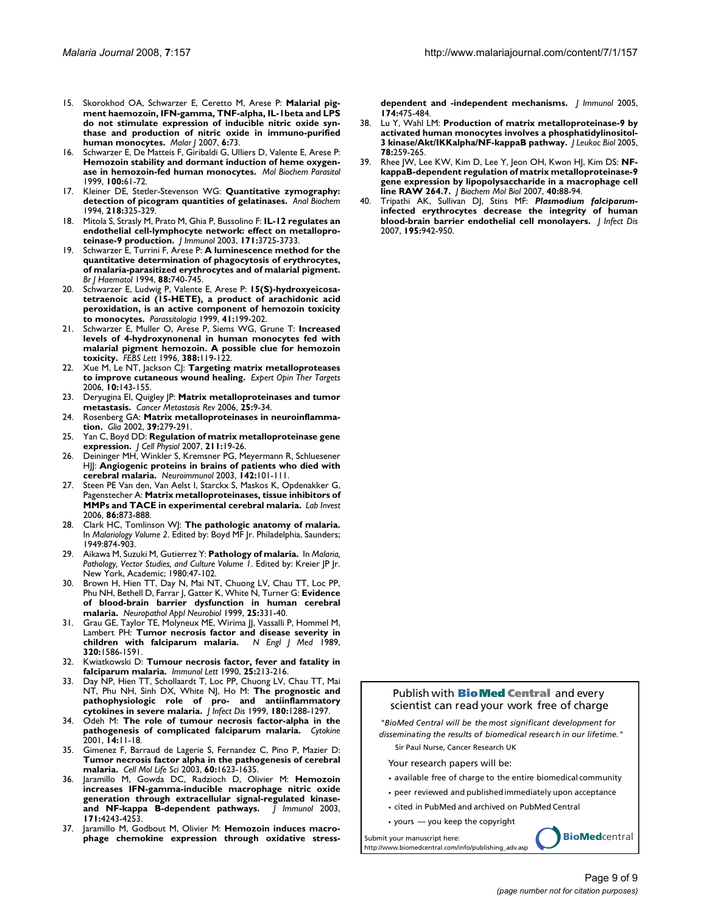15. Skorokhod OA, Schwarzer E, Ceretto M, Arese P: **Malarial pigment haemozoin, IFN-gamma, TNF-alpha, IL-1beta and LPS do not stimulate expression of inducible nitric oxide synthase and production of nitric oxide in immuno-purified human monocytes.** *Malar J* 2007, **6:**73.
16. Schwarzer E, De Matteis F, Giribaldi G, Ulliers D, Valente E, Arese P: **Hemozoin stability and dormant induction of heme oxygenase in hemozoin-fed human monocytes.** *Mol Biochem Parasitol* 1999, **100:**61-72.
17. Kleiner DE, Stetler-Stevenson WG: **Quantitative zymography: detection of picogram quantities of gelatinases.** *Anal Biochem* 1994, **218:**325-329.
18. Mitola S, Strasly M, Prato M, Ghia P, Bussolino F: **IL-12 regulates an endothelial cell-lymphocyte network: effect on metalloproteinase-9 production.** *J Immunol* 2003, **171:**3725-3733.
19. Schwarzer E, Turrini F, Arese P: **A luminescence method for the quantitative determination of phagocytosis of erythrocytes, of malaria-parasitized erythrocytes and of malarial pigment.** *Br J Haematol* 1994, **88:**740-745.
20. Schwarzer E, Ludwig P, Valente E, Arese P: **15(S)-hydroxyeicosatetraenoic acid (15-HETE), a product of arachidonic acid peroxidation, is an active component of hemozoin toxicity to monocytes.** *Parassitologia* 1999, **41:**199-202.
21. Schwarzer E, Muller O, Arese P, Siems WG, Grune T: **Increased levels of 4-hydroxynonenal in human monocytes fed with malarial pigment hemozoin. A possible clue for hemozoin toxicity.** *FEBS Lett* 1996, **388:**119-122.
22. Xue M, Le NT, Jackson CJ: **Targeting matrix metalloproteases to improve cutaneous wound healing.** *Expert Opin Ther Targets* 2006, **10:**143-155.
23. Deryugina EI, Quigley JP: **Matrix metalloproteinases and tumor metastasis.** *Cancer Metastasis Rev* 2006, **25:**9-34.
24. Rosenberg GA: **Matrix metalloproteinases in neuroinflammation.** *Glia* 2002, **39:**279-291.
25. Yan C, Boyd DD: **Regulation of matrix metalloproteinase gene expression.** *J Cell Physiol* 2007, **211:**19-26.
26. Deininger MH, Winkler S, Kremsner PG, Meyermann R, Schluesener HJJ: **Angiogenic proteins in brains of patients who died with cerebral malaria.** *Neuroimmunol* 2003, **142:**101-111.
27. Steen PE Van den, Van Aelst I, Starckx S, Maskos K, Opdenakker G, Pagenstecher A: **Matrix metalloproteinases, tissue inhibitors of MMPs and TACE in experimental cerebral malaria.** *Lab Invest* 2006, **86:**873-888.
28. Clark HC, Tomlinson WJ: **The pathologic anatomy of malaria.** In *Malariology Volume 2*. Edited by: Boyd MF Jr. Philadelphia, Saunders; 1949:874-903.
29. Aikawa M, Suzuki M, Gutierrez Y: **Pathology of malaria.** In *Malaria, Pathology, Vector Studies, and Culture Volume 1*. Edited by: Kreier JP Jr. New York, Academic; 1980:47-102.
30. Brown H, Hien TT, Day N, Mai NT, Chuong LV, Chau TT, Loc PP, Phu NH, Bethell D, Farrar J, Gatter K, White N, Turner G: **Evidence of blood-brain barrier dysfunction in human cerebral malaria.** *Neuropathol Appl Neurobiol* 1999, **25:**331-40.
31. Grau GE, Taylor TE, Molyneux ME, Wirima JJ, Vassalli P, Hommel M, Lambert PH: **Tumor necrosis factor and disease severity in children with falciparum malaria.** *N Engl J Med* 1989, **320:**1586-1591.
32. Kwiatkowski D: **Tumour necrosis factor, fever and fatality in falciparum malaria.** *Immunol Lett* 1990, **25:**213-216.
33. Day NP, Hien TT, Schollaardt T, Loc PP, Chuong LV, Chau TT, Mai NT, Phu NH, Sinh DX, White NJ, Ho M: **The prognostic and pathophysiologic role of pro- and antiinflammatory cytokines in severe malaria.** *J Infect Dis* 1999, **180:**1288-1297.
34. Odeh M: **The role of tumour necrosis factor-alpha in the pathogenesis of complicated falciparum malaria.** *Cytokine* 2001, **14:**11-18.
35. Gimenez F, Barraud de Lagerie S, Fernandez C, Pino P, Mazier D: **Tumor necrosis factor alpha in the pathogenesis of cerebral malaria.** *Cell Mol Life Sci* 2003, **60:**1623-1635.
36. Jaramillo M, Gowda DC, Radzioch D, Olivier M: **Hemozoin increases IFN-gamma-inducible macrophage nitric oxide generation through extracellular signal-regulated kinase- and NF-kappa B-dependent pathways.** *J Immunol* 2003, **171:**4243-4253.
37. Jaramillo M, Godbout M, Olivier M: **Hemozoin induces macrophage chemokine expression through oxidative stress-dependent and -independent mechanisms.** *J Immunol* 2005, **174:**475-484.
38. Lu Y, Wahl LM: **Production of matrix metalloproteinase-9 by activated human monocytes involves a phosphatidylinositol-3 kinase/Akt/IKKalpha/NF-kappaB pathway.** *J Leukoc Biol* 2005, **78:**259-265.
39. Rhee JW, Lee KW, Kim D, Lee Y, Jeon OH, Kwon HJ, Kim DS: **NF-kappaB-dependent regulation of matrix metalloproteinase-9 gene expression by lipopolysaccharide in a macrophage cell line RAW 264.7.** *J Biochem Mol Biol* 2007, **40:**88-94.
40. Tripathi AK, Sullivan DJ, Stins MF: ***Plasmodium falciparum*-infected erythrocytes decrease the integrity of human blood-brain barrier endothelial cell monolayers.** *J Infect Dis* 2007, **195:**942-950.

Publish with **BioMed Central** and every scientist can read your work free of charge

*"BioMed Central will be the most significant development for disseminating the results of biomedical research in our lifetime."*
Sir Paul Nurse, Cancer Research UK

Your research papers will be:

- available free of charge to the entire biomedical community
- peer reviewed and published immediately upon acceptance
- cited in PubMed and archived on PubMed Central
- yours — you keep the copyright

Submit your manuscript here:
http://www.biomedcentral.com/info/publishing_adv.asp

BioMedcentral